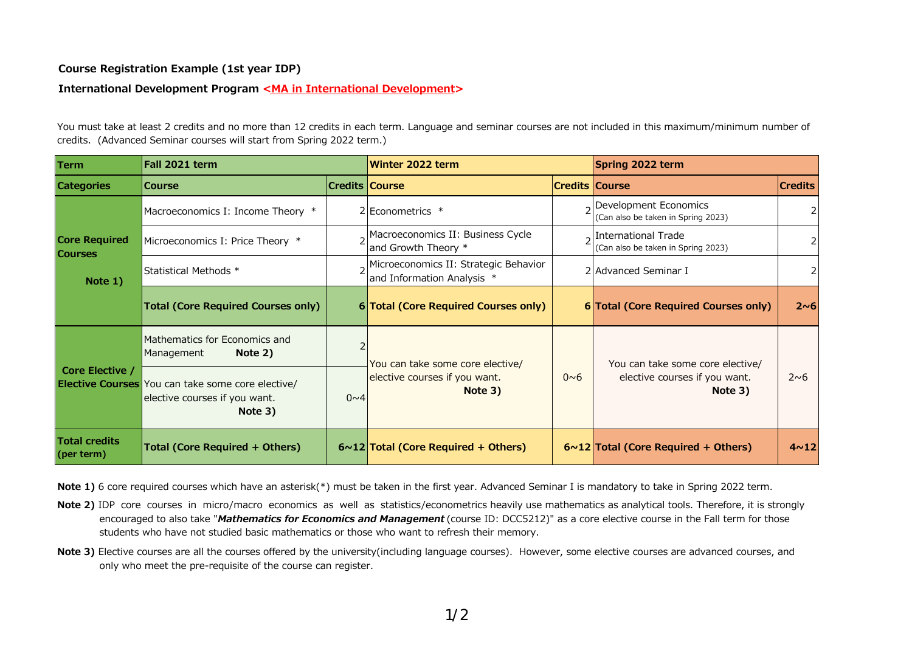**Course Registration Example (1st year IDP)**

**International Development Program <MA in International Development>**

You must take at least 2 credits and no more than 12 credits in each term. Language and seminar courses are not included in this maximum/minimum number of credits. (Advanced Seminar courses will start from Spring 2022 term.)

| Term | Fall 2021 term | | Winter 2022 term | | Spring 2022 term | |
|---|---|---|---|---|---|---|
| **Categories** | **Course** | **Credits** | **Course** | **Credits** | **Course** | **Credits** |
| **Core Required Courses** **Note 1)** | Macroeconomics I: Income Theory * | 2 | Econometrics * | 2 | Development Economics (Can also be taken in Spring 2023) | 2 |
| | Microeconomics I: Price Theory * | 2 | Macroeconomics II: Business Cycle and Growth Theory * | 2 | International Trade (Can also be taken in Spring 2023) | 2 |
| | Statistical Methods * | 2 | Microeconomics II: Strategic Behavior and Information Analysis * | 2 | Advanced Seminar I | 2 |
| | **Total (Core Required Courses only)** | **6** | **Total (Core Required Courses only)** | **6** | **Total (Core Required Courses only)** | **2~6** |
| **Core Elective / Elective Courses** | Mathematics for Economics and Management **Note 2)** | 2 | You can take some core elective/ elective courses if you want. **Note 3)** | 0~6 | You can take some core elective/ elective courses if you want. **Note 3)** | 2~6 |
| | You can take some core elective/ elective courses if you want. **Note 3)** | 0~4 | | | | |
| **Total credits (per term)** | **Total (Core Required + Others)** | **6~12** | **Total (Core Required + Others)** | **6~12** | **Total (Core Required + Others)** | **4~12** |

**Note 1)** 6 core required courses which have an asterisk(*) must be taken in the first year. Advanced Seminar I is mandatory to take in Spring 2022 term.

**Note 2)** IDP core courses in micro/macro economics as well as statistics/econometrics heavily use mathematics as analytical tools. Therefore, it is strongly encouraged to also take "***Mathematics for Economics and Management*** (course ID: DCC5212)" as a core elective course in the Fall term for those students who have not studied basic mathematics or those who want to refresh their memory.

**Note 3)** Elective courses are all the courses offered by the university(including language courses). However, some elective courses are advanced courses, and only who meet the pre-requisite of the course can register.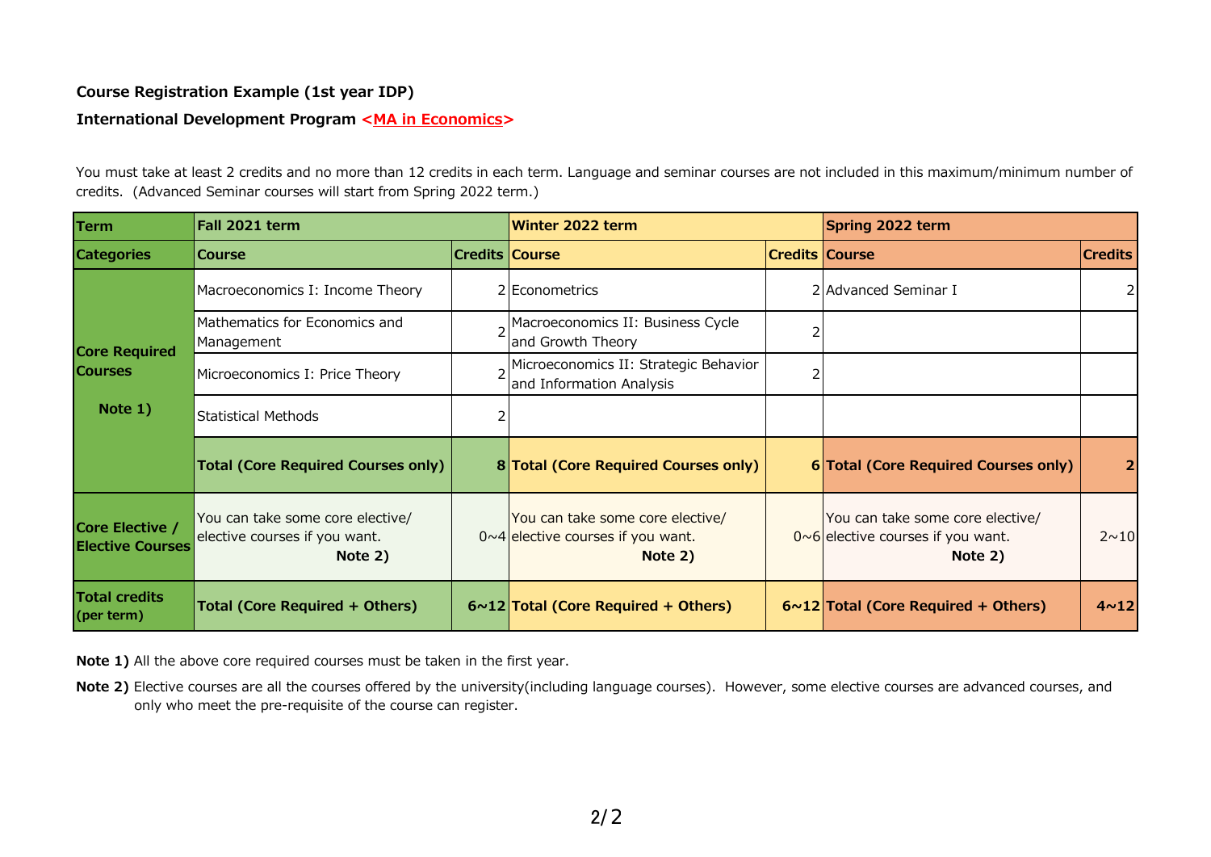**Course Registration Example (1st year IDP)**

**International Development Program <MA in Economics>**

You must take at least 2 credits and no more than 12 credits in each term. Language and seminar courses are not included in this maximum/minimum number of credits. (Advanced Seminar courses will start from Spring 2022 term.)

| Term | Fall 2021 term | | Winter 2022 term | | Spring 2022 term | |
|---|---|---|---|---|---|---|
| **Categories** | **Course** | **Credits** | **Course** | **Credits** | **Course** | **Credits** |
| **Core Required Courses** **Note 1)** | Macroeconomics I: Income Theory | 2 | Econometrics | 2 | Advanced Seminar I | 2 |
| | Mathematics for Economics and Management | 2 | Macroeconomics II: Business Cycle and Growth Theory | 2 | | |
| | Microeconomics I: Price Theory | 2 | Microeconomics II: Strategic Behavior and Information Analysis | 2 | | |
| | Statistical Methods | 2 | | | | |
| | **Total (Core Required Courses only)** | **8** | **Total (Core Required Courses only)** | **6** | **Total (Core Required Courses only)** | **2** |
| **Core Elective / Elective Courses** | You can take some core elective/ elective courses if you want. **Note 2)** | 0~4 | You can take some core elective/ elective courses if you want. **Note 2)** | 0~6 | You can take some core elective/ elective courses if you want. **Note 2)** | 2~10 |
| **Total credits (per term)** | **Total (Core Required + Others)** | **6~12** | **Total (Core Required + Others)** | **6~12** | **Total (Core Required + Others)** | **4~12** |

**Note 1)** All the above core required courses must be taken in the first year.

**Note 2)** Elective courses are all the courses offered by the university(including language courses). However, some elective courses are advanced courses, and only who meet the pre-requisite of the course can register.